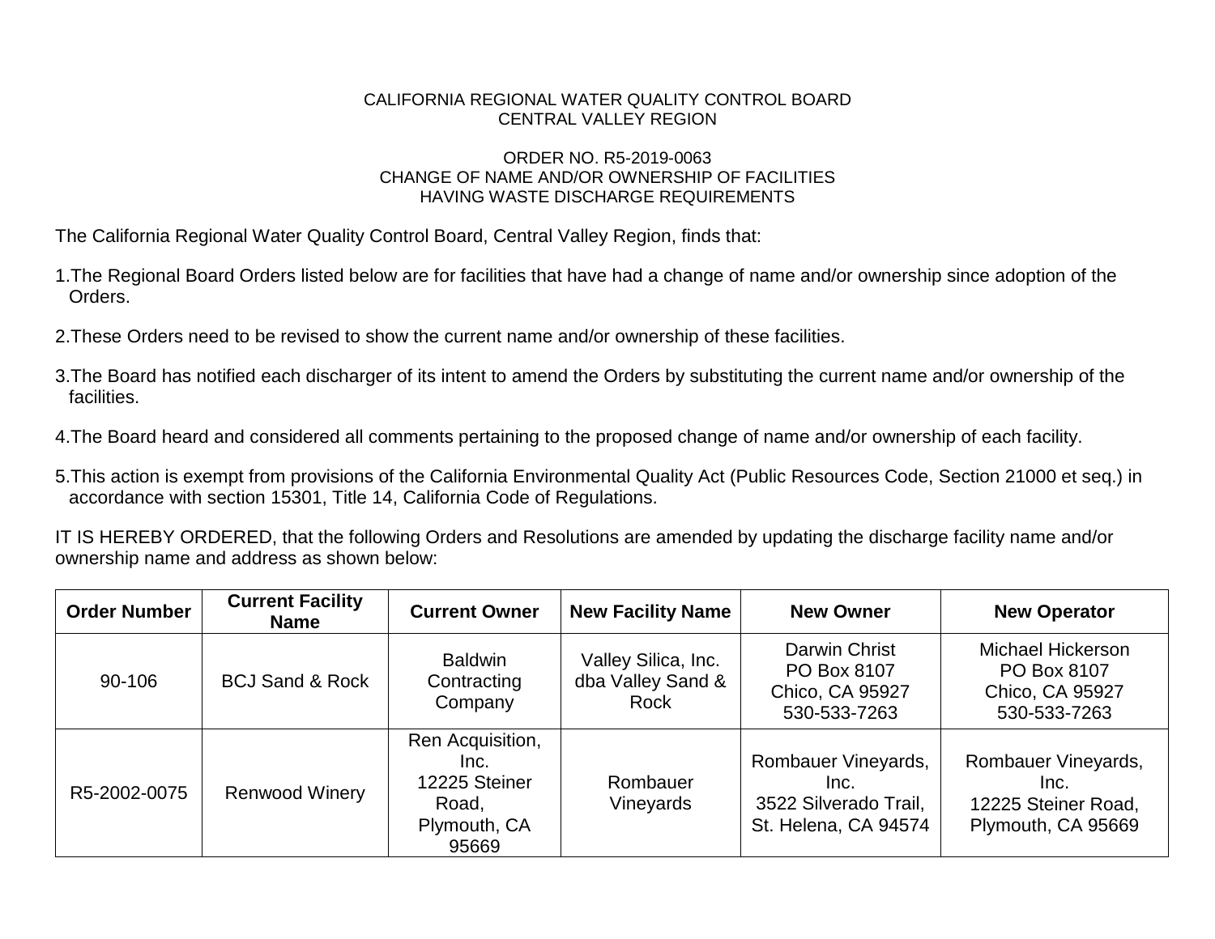CALIFORNIA REGIONAL WATER QUALITY CONTROL BOARD
CENTRAL VALLEY REGION

ORDER NO. R5-2019-0063
CHANGE OF NAME AND/OR OWNERSHIP OF FACILITIES
HAVING WASTE DISCHARGE REQUIREMENTS

The California Regional Water Quality Control Board, Central Valley Region, finds that:

1. The Regional Board Orders listed below are for facilities that have had a change of name and/or ownership since adoption of the Orders.

2. These Orders need to be revised to show the current name and/or ownership of these facilities.

3. The Board has notified each discharger of its intent to amend the Orders by substituting the current name and/or ownership of the facilities.

4. The Board heard and considered all comments pertaining to the proposed change of name and/or ownership of each facility.

5. This action is exempt from provisions of the California Environmental Quality Act (Public Resources Code, Section 21000 et seq.) in accordance with section 15301, Title 14, California Code of Regulations.

IT IS HEREBY ORDERED, that the following Orders and Resolutions are amended by updating the discharge facility name and/or ownership name and address as shown below:

| Order Number | Current Facility Name | Current Owner | New Facility Name | New Owner | New Operator |
|---|---|---|---|---|---|
| 90-106 | BCJ Sand & Rock | Baldwin Contracting Company | Valley Silica, Inc. dba Valley Sand & Rock | Darwin Christ PO Box 8107 Chico, CA 95927 530-533-7263 | Michael Hickerson PO Box 8107 Chico, CA 95927 530-533-7263 |
| R5-2002-0075 | Renwood Winery | Ren Acquisition, Inc. 12225 Steiner Road, Plymouth, CA 95669 | Rombauer Vineyards | Rombauer Vineyards, Inc. 3522 Silverado Trail, St. Helena, CA 94574 | Rombauer Vineyards, Inc. 12225 Steiner Road, Plymouth, CA 95669 |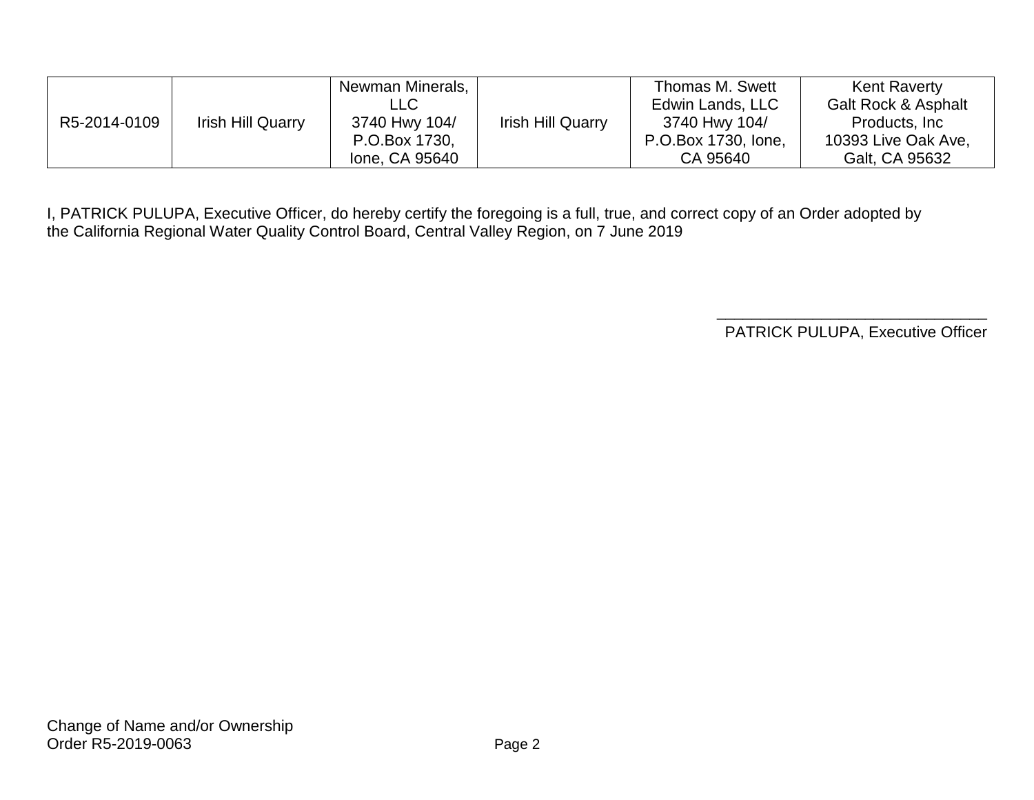| | | | | | |
|---|---|---|---|---|---|
| R5-2014-0109 | Irish Hill Quarry | Newman Minerals, LLC 3740 Hwy 104/ P.O.Box 1730, Ione, CA 95640 | Irish Hill Quarry | Thomas M. Swett Edwin Lands, LLC 3740 Hwy 104/ P.O.Box 1730, Ione, CA 95640 | Kent Raverty Galt Rock & Asphalt Products, Inc 10393 Live Oak Ave, Galt, CA 95632 |

I, PATRICK PULUPA, Executive Officer, do hereby certify the foregoing is a full, true, and correct copy of an Order adopted by the California Regional Water Quality Control Board, Central Valley Region, on 7 June 2019

_______________________________

PATRICK PULUPA, Executive Officer

Change of Name and/or Ownership
Order R5-2019-0063